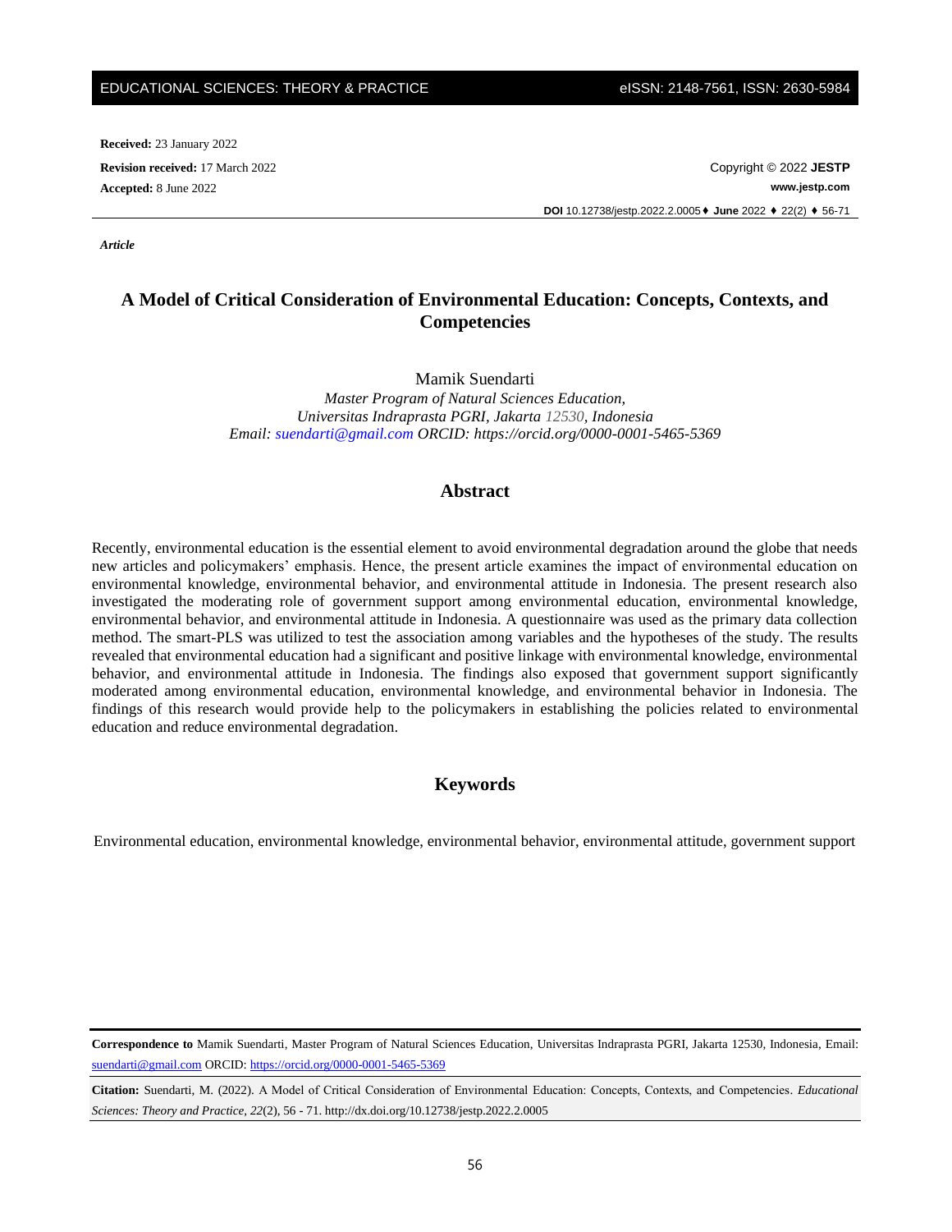**Received:** 23 January 2022

**Revision received:** 17 March 2022

**Accepted:** 8 June 2022

Copyright © 2022 **JESTP**

**www.jestp.com**

**DOI** 10.12738/jestp.2022.2.0005 ♦ **June** 2022 ♦ 22(2) ♦ 56-71

***Article***

# A Model of Critical Consideration of Environmental Education: Concepts, Contexts, and Competencies

Mamik Suendarti

*Master Program of Natural Sciences Education,*
*Universitas Indraprasta PGRI, Jakarta 12530, Indonesia*
*Email: suendarti@gmail.com ORCID: https://orcid.org/0000-0001-5465-5369*

## Abstract

Recently, environmental education is the essential element to avoid environmental degradation around the globe that needs new articles and policymakers' emphasis. Hence, the present article examines the impact of environmental education on environmental knowledge, environmental behavior, and environmental attitude in Indonesia. The present research also investigated the moderating role of government support among environmental education, environmental knowledge, environmental behavior, and environmental attitude in Indonesia. A questionnaire was used as the primary data collection method. The smart-PLS was utilized to test the association among variables and the hypotheses of the study. The results revealed that environmental education had a significant and positive linkage with environmental knowledge, environmental behavior, and environmental attitude in Indonesia. The findings also exposed that government support significantly moderated among environmental education, environmental knowledge, and environmental behavior in Indonesia. The findings of this research would provide help to the policymakers in establishing the policies related to environmental education and reduce environmental degradation.

## Keywords

Environmental education, environmental knowledge, environmental behavior, environmental attitude, government support

---

**Correspondence to** Mamik Suendarti, Master Program of Natural Sciences Education, Universitas Indraprasta PGRI, Jakarta 12530, Indonesia, Email: suendarti@gmail.com ORCID: https://orcid.org/0000-0001-5465-5369

**Citation:** Suendarti, M. (2022). A Model of Critical Consideration of Environmental Education: Concepts, Contexts, and Competencies. *Educational Sciences: Theory and Practice, 22*(2), 56 - 71. http://dx.doi.org/10.12738/jestp.2022.2.0005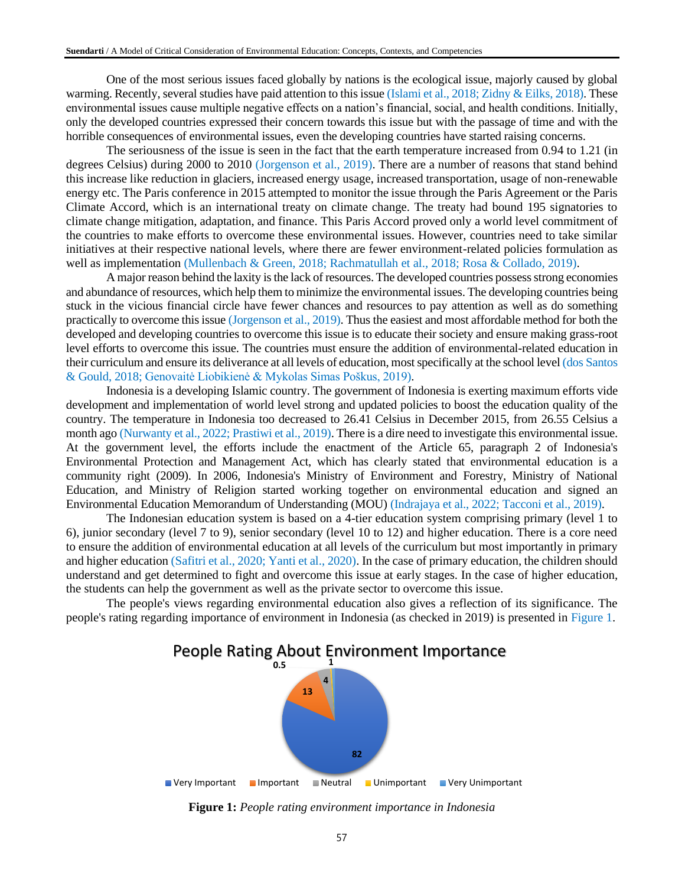One of the most serious issues faced globally by nations is the ecological issue, majorly caused by global warming. Recently, several studies have paid attention to this issue (Islami et al., 2018; Zidny & Eilks, 2018). These environmental issues cause multiple negative effects on a nation's financial, social, and health conditions. Initially, only the developed countries expressed their concern towards this issue but with the passage of time and with the horrible consequences of environmental issues, even the developing countries have started raising concerns.

The seriousness of the issue is seen in the fact that the earth temperature increased from 0.94 to 1.21 (in degrees Celsius) during 2000 to 2010 (Jorgenson et al., 2019). There are a number of reasons that stand behind this increase like reduction in glaciers, increased energy usage, increased transportation, usage of non-renewable energy etc. The Paris conference in 2015 attempted to monitor the issue through the Paris Agreement or the Paris Climate Accord, which is an international treaty on climate change. The treaty had bound 195 signatories to climate change mitigation, adaptation, and finance. This Paris Accord proved only a world level commitment of the countries to make efforts to overcome these environmental issues. However, countries need to take similar initiatives at their respective national levels, where there are fewer environment-related policies formulation as well as implementation (Mullenbach & Green, 2018; Rachmatullah et al., 2018; Rosa & Collado, 2019).

A major reason behind the laxity is the lack of resources. The developed countries possess strong economies and abundance of resources, which help them to minimize the environmental issues. The developing countries being stuck in the vicious financial circle have fewer chances and resources to pay attention as well as do something practically to overcome this issue (Jorgenson et al., 2019). Thus the easiest and most affordable method for both the developed and developing countries to overcome this issue is to educate their society and ensure making grass-root level efforts to overcome this issue. The countries must ensure the addition of environmental-related education in their curriculum and ensure its deliverance at all levels of education, most specifically at the school level (dos Santos & Gould, 2018; Genovaitė Liobikienė & Mykolas Simas Poškus, 2019).

Indonesia is a developing Islamic country. The government of Indonesia is exerting maximum efforts vide development and implementation of world level strong and updated policies to boost the education quality of the country. The temperature in Indonesia too decreased to 26.41 Celsius in December 2015, from 26.55 Celsius a month ago (Nurwanty et al., 2022; Prastiwi et al., 2019). There is a dire need to investigate this environmental issue. At the government level, the efforts include the enactment of the Article 65, paragraph 2 of Indonesia's Environmental Protection and Management Act, which has clearly stated that environmental education is a community right (2009). In 2006, Indonesia's Ministry of Environment and Forestry, Ministry of National Education, and Ministry of Religion started working together on environmental education and signed an Environmental Education Memorandum of Understanding (MOU) (Indrajaya et al., 2022; Tacconi et al., 2019).

The Indonesian education system is based on a 4-tier education system comprising primary (level 1 to 6), junior secondary (level 7 to 9), senior secondary (level 10 to 12) and higher education. There is a core need to ensure the addition of environmental education at all levels of the curriculum but most importantly in primary and higher education (Safitri et al., 2020; Yanti et al., 2020). In the case of primary education, the children should understand and get determined to fight and overcome this issue at early stages. In the case of higher education, the students can help the government as well as the private sector to overcome this issue.

The people's views regarding environmental education also gives a reflection of its significance. The people's rating regarding importance of environment in Indonesia (as checked in 2019) is presented in Figure 1.

People Rating About Environment Importance

| Rating | Value |
|---|---|
| Very Important | 82 |
| Important | 13 |
| Neutral | 4 |
| Unimportant | 0.5 |
| Very Unimportant | 1 |

**Figure 1:** *People rating environment importance in Indonesia*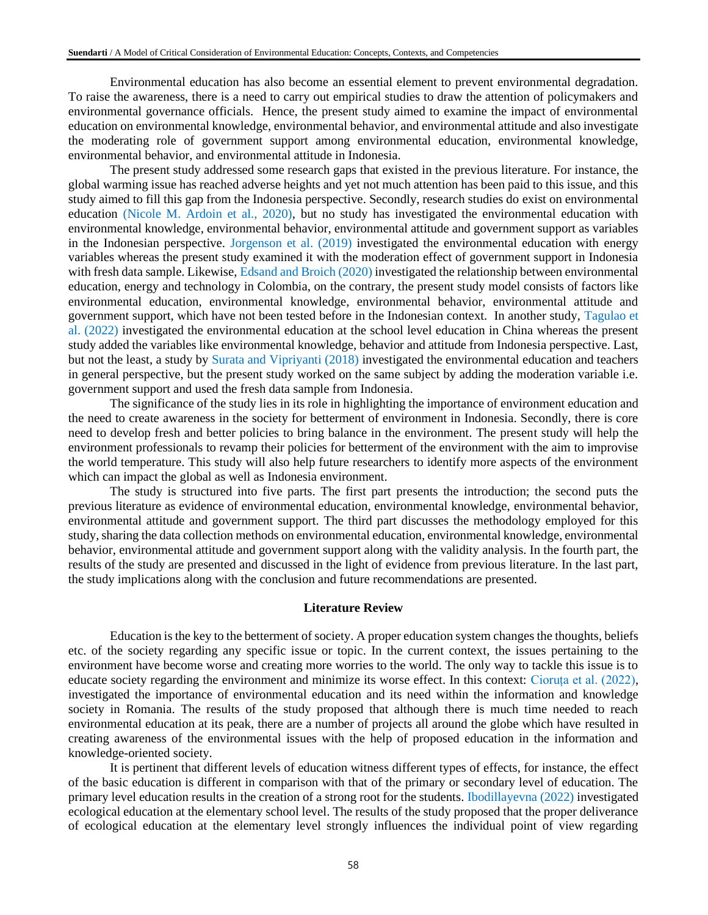Environmental education has also become an essential element to prevent environmental degradation. To raise the awareness, there is a need to carry out empirical studies to draw the attention of policymakers and environmental governance officials. Hence, the present study aimed to examine the impact of environmental education on environmental knowledge, environmental behavior, and environmental attitude and also investigate the moderating role of government support among environmental education, environmental knowledge, environmental behavior, and environmental attitude in Indonesia.

The present study addressed some research gaps that existed in the previous literature. For instance, the global warming issue has reached adverse heights and yet not much attention has been paid to this issue, and this study aimed to fill this gap from the Indonesia perspective. Secondly, research studies do exist on environmental education (Nicole M. Ardoin et al., 2020), but no study has investigated the environmental education with environmental knowledge, environmental behavior, environmental attitude and government support as variables in the Indonesian perspective. Jorgenson et al. (2019) investigated the environmental education with energy variables whereas the present study examined it with the moderation effect of government support in Indonesia with fresh data sample. Likewise, Edsand and Broich (2020) investigated the relationship between environmental education, energy and technology in Colombia, on the contrary, the present study model consists of factors like environmental education, environmental knowledge, environmental behavior, environmental attitude and government support, which have not been tested before in the Indonesian context. In another study, Tagulao et al. (2022) investigated the environmental education at the school level education in China whereas the present study added the variables like environmental knowledge, behavior and attitude from Indonesia perspective. Last, but not the least, a study by Surata and Vipriyanti (2018) investigated the environmental education and teachers in general perspective, but the present study worked on the same subject by adding the moderation variable i.e. government support and used the fresh data sample from Indonesia.

The significance of the study lies in its role in highlighting the importance of environment education and the need to create awareness in the society for betterment of environment in Indonesia. Secondly, there is core need to develop fresh and better policies to bring balance in the environment. The present study will help the environment professionals to revamp their policies for betterment of the environment with the aim to improvise the world temperature. This study will also help future researchers to identify more aspects of the environment which can impact the global as well as Indonesia environment.

The study is structured into five parts. The first part presents the introduction; the second puts the previous literature as evidence of environmental education, environmental knowledge, environmental behavior, environmental attitude and government support. The third part discusses the methodology employed for this study, sharing the data collection methods on environmental education, environmental knowledge, environmental behavior, environmental attitude and government support along with the validity analysis. In the fourth part, the results of the study are presented and discussed in the light of evidence from previous literature. In the last part, the study implications along with the conclusion and future recommendations are presented.

## Literature Review

Education is the key to the betterment of society. A proper education system changes the thoughts, beliefs etc. of the society regarding any specific issue or topic. In the current context, the issues pertaining to the environment have become worse and creating more worries to the world. The only way to tackle this issue is to educate society regarding the environment and minimize its worse effect. In this context: Cioruța et al. (2022), investigated the importance of environmental education and its need within the information and knowledge society in Romania. The results of the study proposed that although there is much time needed to reach environmental education at its peak, there are a number of projects all around the globe which have resulted in creating awareness of the environmental issues with the help of proposed education in the information and knowledge-oriented society.

It is pertinent that different levels of education witness different types of effects, for instance, the effect of the basic education is different in comparison with that of the primary or secondary level of education. The primary level education results in the creation of a strong root for the students. Ibodillayevna (2022) investigated ecological education at the elementary school level. The results of the study proposed that the proper deliverance of ecological education at the elementary level strongly influences the individual point of view regarding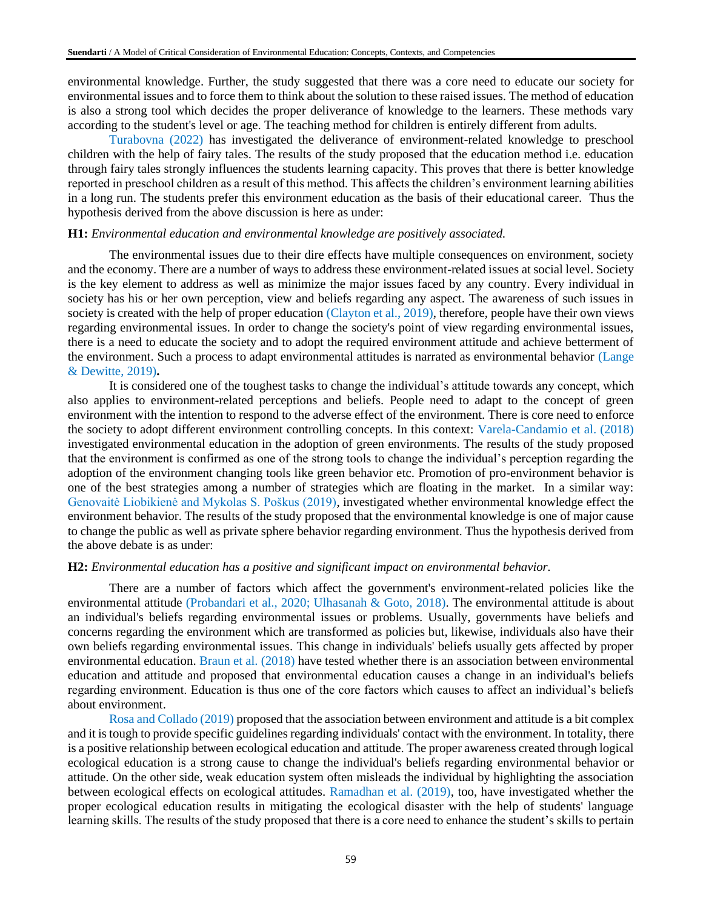environmental knowledge. Further, the study suggested that there was a core need to educate our society for environmental issues and to force them to think about the solution to these raised issues. The method of education is also a strong tool which decides the proper deliverance of knowledge to the learners. These methods vary according to the student's level or age. The teaching method for children is entirely different from adults.

Turabovna (2022) has investigated the deliverance of environment-related knowledge to preschool children with the help of fairy tales. The results of the study proposed that the education method i.e. education through fairy tales strongly influences the students learning capacity. This proves that there is better knowledge reported in preschool children as a result of this method. This affects the children's environment learning abilities in a long run. The students prefer this environment education as the basis of their educational career. Thus the hypothesis derived from the above discussion is here as under:

**H1:** *Environmental education and environmental knowledge are positively associated.*

The environmental issues due to their dire effects have multiple consequences on environment, society and the economy. There are a number of ways to address these environment-related issues at social level. Society is the key element to address as well as minimize the major issues faced by any country. Every individual in society has his or her own perception, view and beliefs regarding any aspect. The awareness of such issues in society is created with the help of proper education (Clayton et al., 2019), therefore, people have their own views regarding environmental issues. In order to change the society's point of view regarding environmental issues, there is a need to educate the society and to adopt the required environment attitude and achieve betterment of the environment. Such a process to adapt environmental attitudes is narrated as environmental behavior (Lange & Dewitte, 2019)**.**

It is considered one of the toughest tasks to change the individual's attitude towards any concept, which also applies to environment-related perceptions and beliefs. People need to adapt to the concept of green environment with the intention to respond to the adverse effect of the environment. There is core need to enforce the society to adopt different environment controlling concepts. In this context: Varela-Candamio et al. (2018) investigated environmental education in the adoption of green environments. The results of the study proposed that the environment is confirmed as one of the strong tools to change the individual's perception regarding the adoption of the environment changing tools like green behavior etc. Promotion of pro-environment behavior is one of the best strategies among a number of strategies which are floating in the market. In a similar way: Genovaitė Liobikienė and Mykolas S. Poškus (2019), investigated whether environmental knowledge effect the environment behavior. The results of the study proposed that the environmental knowledge is one of major cause to change the public as well as private sphere behavior regarding environment. Thus the hypothesis derived from the above debate is as under:

**H2:** *Environmental education has a positive and significant impact on environmental behavior.*

There are a number of factors which affect the government's environment-related policies like the environmental attitude (Probandari et al., 2020; Ulhasanah & Goto, 2018). The environmental attitude is about an individual's beliefs regarding environmental issues or problems. Usually, governments have beliefs and concerns regarding the environment which are transformed as policies but, likewise, individuals also have their own beliefs regarding environmental issues. This change in individuals' beliefs usually gets affected by proper environmental education. Braun et al. (2018) have tested whether there is an association between environmental education and attitude and proposed that environmental education causes a change in an individual's beliefs regarding environment. Education is thus one of the core factors which causes to affect an individual's beliefs about environment.

Rosa and Collado (2019) proposed that the association between environment and attitude is a bit complex and it is tough to provide specific guidelines regarding individuals' contact with the environment. In totality, there is a positive relationship between ecological education and attitude. The proper awareness created through logical ecological education is a strong cause to change the individual's beliefs regarding environmental behavior or attitude. On the other side, weak education system often misleads the individual by highlighting the association between ecological effects on ecological attitudes. Ramadhan et al. (2019), too, have investigated whether the proper ecological education results in mitigating the ecological disaster with the help of students' language learning skills. The results of the study proposed that there is a core need to enhance the student's skills to pertain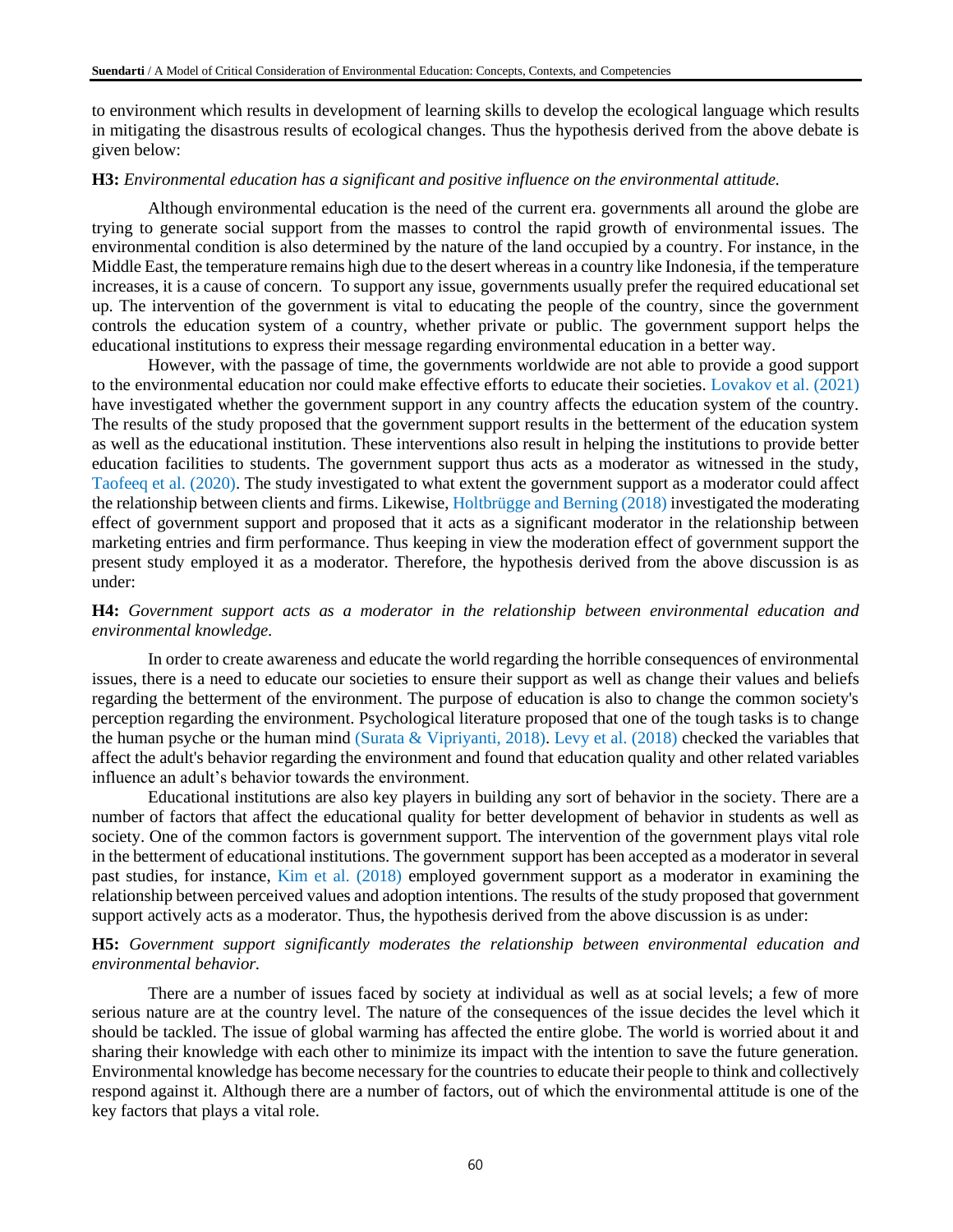to environment which results in development of learning skills to develop the ecological language which results in mitigating the disastrous results of ecological changes. Thus the hypothesis derived from the above debate is given below:

**H3:** *Environmental education has a significant and positive influence on the environmental attitude.*

Although environmental education is the need of the current era. governments all around the globe are trying to generate social support from the masses to control the rapid growth of environmental issues. The environmental condition is also determined by the nature of the land occupied by a country. For instance, in the Middle East, the temperature remains high due to the desert whereas in a country like Indonesia, if the temperature increases, it is a cause of concern. To support any issue, governments usually prefer the required educational set up. The intervention of the government is vital to educating the people of the country, since the government controls the education system of a country, whether private or public. The government support helps the educational institutions to express their message regarding environmental education in a better way.

However, with the passage of time, the governments worldwide are not able to provide a good support to the environmental education nor could make effective efforts to educate their societies. Lovakov et al. (2021) have investigated whether the government support in any country affects the education system of the country. The results of the study proposed that the government support results in the betterment of the education system as well as the educational institution. These interventions also result in helping the institutions to provide better education facilities to students. The government support thus acts as a moderator as witnessed in the study, Taofeeq et al. (2020). The study investigated to what extent the government support as a moderator could affect the relationship between clients and firms. Likewise, Holtbrügge and Berning (2018) investigated the moderating effect of government support and proposed that it acts as a significant moderator in the relationship between marketing entries and firm performance. Thus keeping in view the moderation effect of government support the present study employed it as a moderator. Therefore, the hypothesis derived from the above discussion is as under:

**H4:** *Government support acts as a moderator in the relationship between environmental education and environmental knowledge.*

In order to create awareness and educate the world regarding the horrible consequences of environmental issues, there is a need to educate our societies to ensure their support as well as change their values and beliefs regarding the betterment of the environment. The purpose of education is also to change the common society's perception regarding the environment. Psychological literature proposed that one of the tough tasks is to change the human psyche or the human mind (Surata & Vipriyanti, 2018). Levy et al. (2018) checked the variables that affect the adult's behavior regarding the environment and found that education quality and other related variables influence an adult's behavior towards the environment.

Educational institutions are also key players in building any sort of behavior in the society. There are a number of factors that affect the educational quality for better development of behavior in students as well as society. One of the common factors is government support. The intervention of the government plays vital role in the betterment of educational institutions. The government support has been accepted as a moderator in several past studies, for instance, Kim et al. (2018) employed government support as a moderator in examining the relationship between perceived values and adoption intentions. The results of the study proposed that government support actively acts as a moderator. Thus, the hypothesis derived from the above discussion is as under:

**H5:** *Government support significantly moderates the relationship between environmental education and environmental behavior.*

There are a number of issues faced by society at individual as well as at social levels; a few of more serious nature are at the country level. The nature of the consequences of the issue decides the level which it should be tackled. The issue of global warming has affected the entire globe. The world is worried about it and sharing their knowledge with each other to minimize its impact with the intention to save the future generation. Environmental knowledge has become necessary for the countries to educate their people to think and collectively respond against it. Although there are a number of factors, out of which the environmental attitude is one of the key factors that plays a vital role.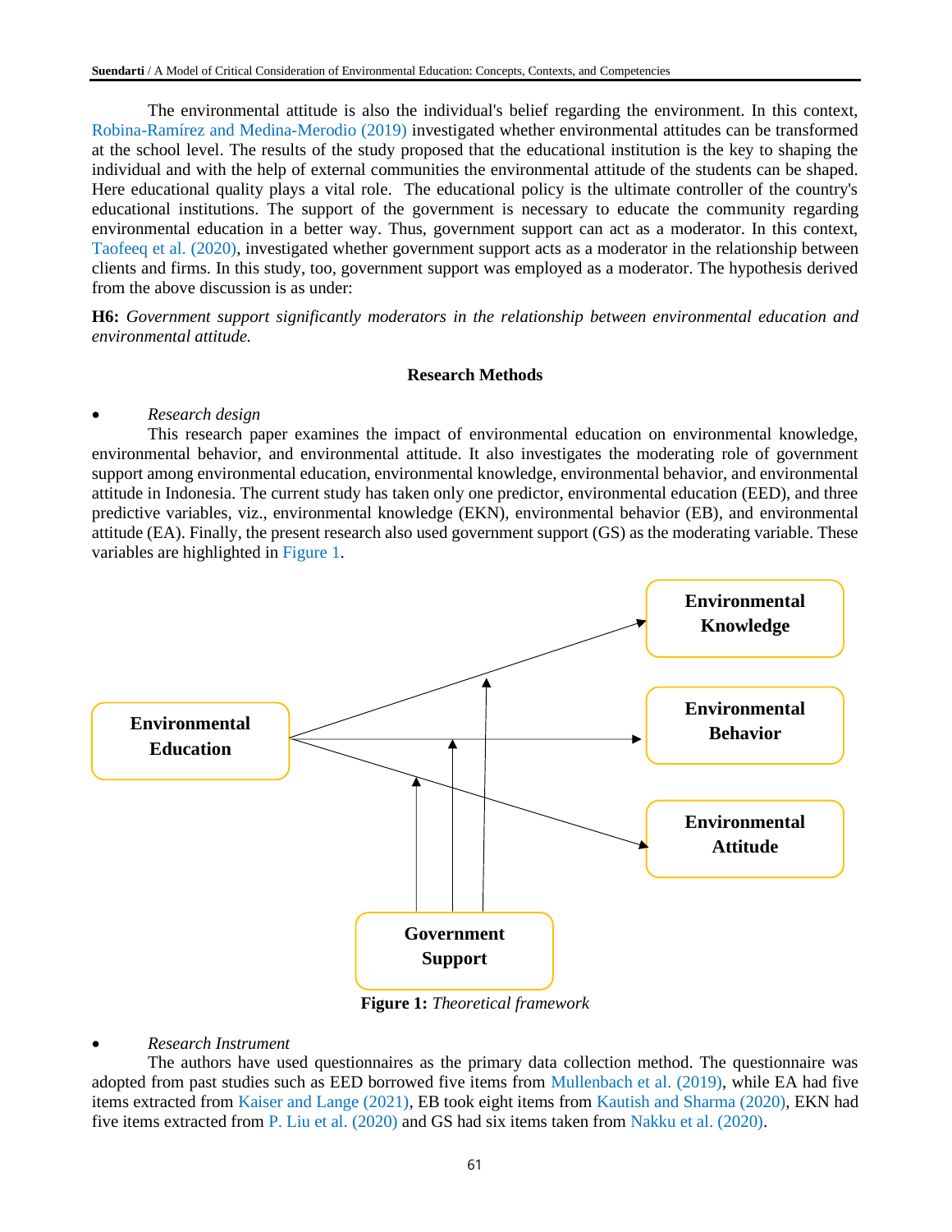The environmental attitude is also the individual's belief regarding the environment. In this context, Robina-Ramírez and Medina-Merodio (2019) investigated whether environmental attitudes can be transformed at the school level. The results of the study proposed that the educational institution is the key to shaping the individual and with the help of external communities the environmental attitude of the students can be shaped. Here educational quality plays a vital role. The educational policy is the ultimate controller of the country's educational institutions. The support of the government is necessary to educate the community regarding environmental education in a better way. Thus, government support can act as a moderator. In this context, Taofeeq et al. (2020), investigated whether government support acts as a moderator in the relationship between clients and firms. In this study, too, government support was employed as a moderator. The hypothesis derived from the above discussion is as under:

**H6:** *Government support significantly moderators in the relationship between environmental education and environmental attitude.*

## Research Methods

- *Research design*

This research paper examines the impact of environmental education on environmental knowledge, environmental behavior, and environmental attitude. It also investigates the moderating role of government support among environmental education, environmental knowledge, environmental behavior, and environmental attitude in Indonesia. The current study has taken only one predictor, environmental education (EED), and three predictive variables, viz., environmental knowledge (EKN), environmental behavior (EB), and environmental attitude (EA). Finally, the present research also used government support (GS) as the moderating variable. These variables are highlighted in Figure 1.

**Environmental Education** → **Environmental Knowledge**
**Environmental Education** → **Environmental Behavior**
**Environmental Education** → **Environmental Attitude**
**Government Support** (moderates each of the three relationships)

**Figure 1:** *Theoretical framework*

- *Research Instrument*

The authors have used questionnaires as the primary data collection method. The questionnaire was adopted from past studies such as EED borrowed five items from Mullenbach et al. (2019), while EA had five items extracted from Kaiser and Lange (2021), EB took eight items from Kautish and Sharma (2020), EKN had five items extracted from P. Liu et al. (2020) and GS had six items taken from Nakku et al. (2020).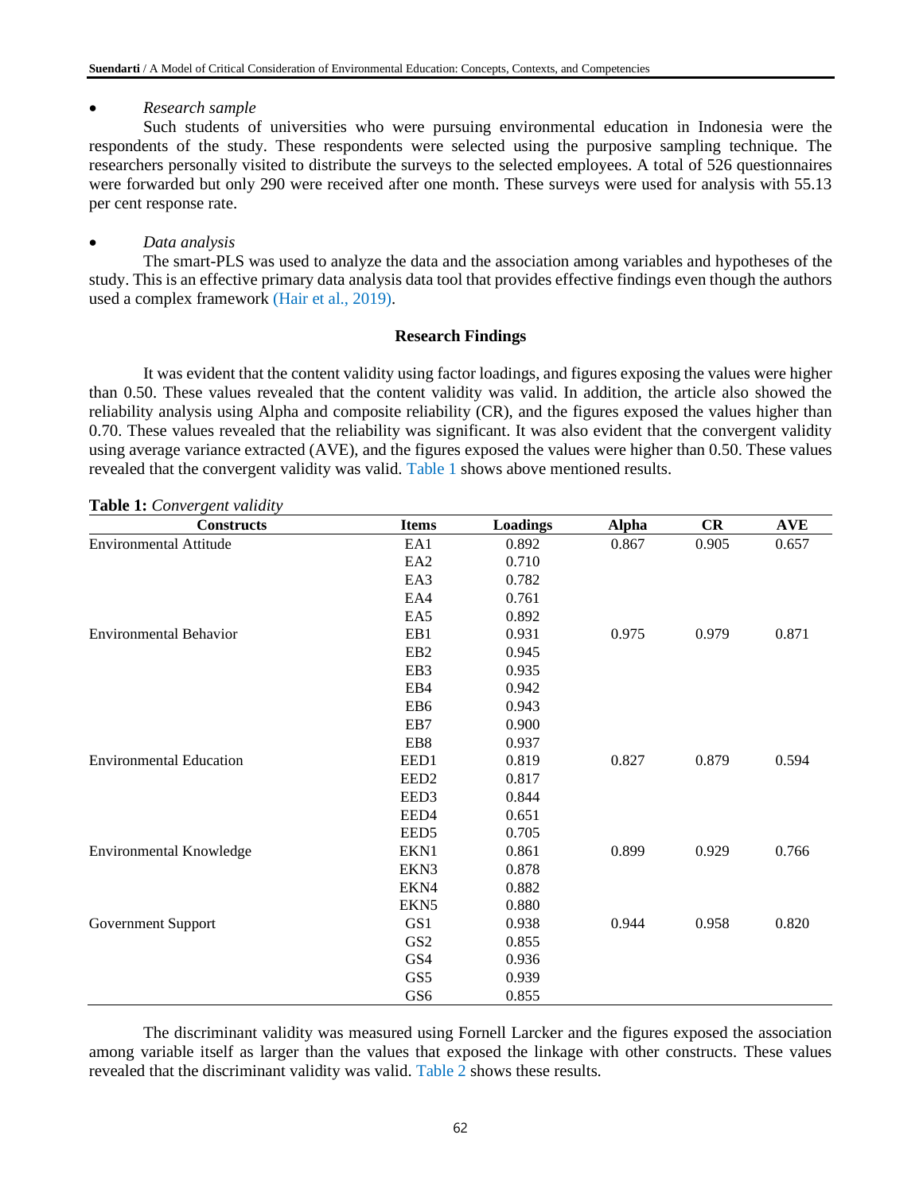- *Research sample*

Such students of universities who were pursuing environmental education in Indonesia were the respondents of the study. These respondents were selected using the purposive sampling technique. The researchers personally visited to distribute the surveys to the selected employees. A total of 526 questionnaires were forwarded but only 290 were received after one month. These surveys were used for analysis with 55.13 per cent response rate.

- *Data analysis*

The smart-PLS was used to analyze the data and the association among variables and hypotheses of the study. This is an effective primary data analysis data tool that provides effective findings even though the authors used a complex framework (Hair et al., 2019).

## Research Findings

It was evident that the content validity using factor loadings, and figures exposing the values were higher than 0.50. These values revealed that the content validity was valid. In addition, the article also showed the reliability analysis using Alpha and composite reliability (CR), and the figures exposed the values higher than 0.70. These values revealed that the reliability was significant. It was also evident that the convergent validity using average variance extracted (AVE), and the figures exposed the values were higher than 0.50. These values revealed that the convergent validity was valid. Table 1 shows above mentioned results.

**Table 1:** *Convergent validity*

| Constructs | Items | Loadings | Alpha | CR | AVE |
|---|---|---|---|---|---|
| Environmental Attitude | EA1 | 0.892 | 0.867 | 0.905 | 0.657 |
| | EA2 | 0.710 | | | |
| | EA3 | 0.782 | | | |
| | EA4 | 0.761 | | | |
| | EA5 | 0.892 | | | |
| Environmental Behavior | EB1 | 0.931 | 0.975 | 0.979 | 0.871 |
| | EB2 | 0.945 | | | |
| | EB3 | 0.935 | | | |
| | EB4 | 0.942 | | | |
| | EB6 | 0.943 | | | |
| | EB7 | 0.900 | | | |
| | EB8 | 0.937 | | | |
| Environmental Education | EED1 | 0.819 | 0.827 | 0.879 | 0.594 |
| | EED2 | 0.817 | | | |
| | EED3 | 0.844 | | | |
| | EED4 | 0.651 | | | |
| | EED5 | 0.705 | | | |
| Environmental Knowledge | EKN1 | 0.861 | 0.899 | 0.929 | 0.766 |
| | EKN3 | 0.878 | | | |
| | EKN4 | 0.882 | | | |
| | EKN5 | 0.880 | | | |
| Government Support | GS1 | 0.938 | 0.944 | 0.958 | 0.820 |
| | GS2 | 0.855 | | | |
| | GS4 | 0.936 | | | |
| | GS5 | 0.939 | | | |
| | GS6 | 0.855 | | | |

The discriminant validity was measured using Fornell Larcker and the figures exposed the association among variable itself as larger than the values that exposed the linkage with other constructs. These values revealed that the discriminant validity was valid. Table 2 shows these results.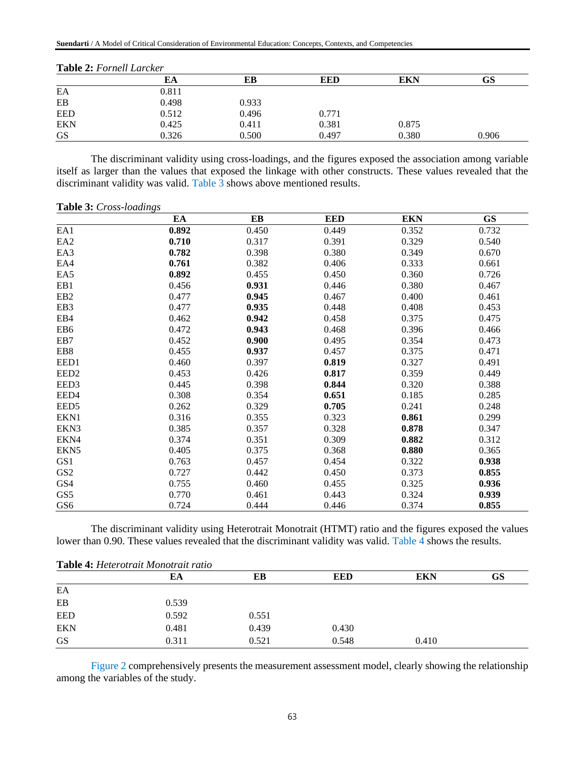**Table 2:** *Fornell Larcker*

| | EA | EB | EED | EKN | GS |
|---|---|---|---|---|---|
| EA | 0.811 | | | | |
| EB | 0.498 | 0.933 | | | |
| EED | 0.512 | 0.496 | 0.771 | | |
| EKN | 0.425 | 0.411 | 0.381 | 0.875 | |
| GS | 0.326 | 0.500 | 0.497 | 0.380 | 0.906 |

The discriminant validity using cross-loadings, and the figures exposed the association among variable itself as larger than the values that exposed the linkage with other constructs. These values revealed that the discriminant validity was valid. Table 3 shows above mentioned results.

**Table 3:** *Cross-loadings*

| | EA | EB | EED | EKN | GS |
|---|---|---|---|---|---|
| EA1 | **0.892** | 0.450 | 0.449 | 0.352 | 0.732 |
| EA2 | **0.710** | 0.317 | 0.391 | 0.329 | 0.540 |
| EA3 | **0.782** | 0.398 | 0.380 | 0.349 | 0.670 |
| EA4 | **0.761** | 0.382 | 0.406 | 0.333 | 0.661 |
| EA5 | **0.892** | 0.455 | 0.450 | 0.360 | 0.726 |
| EB1 | 0.456 | **0.931** | 0.446 | 0.380 | 0.467 |
| EB2 | 0.477 | **0.945** | 0.467 | 0.400 | 0.461 |
| EB3 | 0.477 | **0.935** | 0.448 | 0.408 | 0.453 |
| EB4 | 0.462 | **0.942** | 0.458 | 0.375 | 0.475 |
| EB6 | 0.472 | **0.943** | 0.468 | 0.396 | 0.466 |
| EB7 | 0.452 | **0.900** | 0.495 | 0.354 | 0.473 |
| EB8 | 0.455 | **0.937** | 0.457 | 0.375 | 0.471 |
| EED1 | 0.460 | 0.397 | **0.819** | 0.327 | 0.491 |
| EED2 | 0.453 | 0.426 | **0.817** | 0.359 | 0.449 |
| EED3 | 0.445 | 0.398 | **0.844** | 0.320 | 0.388 |
| EED4 | 0.308 | 0.354 | **0.651** | 0.185 | 0.285 |
| EED5 | 0.262 | 0.329 | **0.705** | 0.241 | 0.248 |
| EKN1 | 0.316 | 0.355 | 0.323 | **0.861** | 0.299 |
| EKN3 | 0.385 | 0.357 | 0.328 | **0.878** | 0.347 |
| EKN4 | 0.374 | 0.351 | 0.309 | **0.882** | 0.312 |
| EKN5 | 0.405 | 0.375 | 0.368 | **0.880** | 0.365 |
| GS1 | 0.763 | 0.457 | 0.454 | 0.322 | **0.938** |
| GS2 | 0.727 | 0.442 | 0.450 | 0.373 | **0.855** |
| GS4 | 0.755 | 0.460 | 0.455 | 0.325 | **0.936** |
| GS5 | 0.770 | 0.461 | 0.443 | 0.324 | **0.939** |
| GS6 | 0.724 | 0.444 | 0.446 | 0.374 | **0.855** |

The discriminant validity using Heterotrait Monotrait (HTMT) ratio and the figures exposed the values lower than 0.90. These values revealed that the discriminant validity was valid. Table 4 shows the results.

**Table 4:** *Heterotrait Monotrait ratio*

| | EA | EB | EED | EKN | GS |
|---|---|---|---|---|---|
| EA | | | | | |
| EB | 0.539 | | | | |
| EED | 0.592 | 0.551 | | | |
| EKN | 0.481 | 0.439 | 0.430 | | |
| GS | 0.311 | 0.521 | 0.548 | 0.410 | |

Figure 2 comprehensively presents the measurement assessment model, clearly showing the relationship among the variables of the study.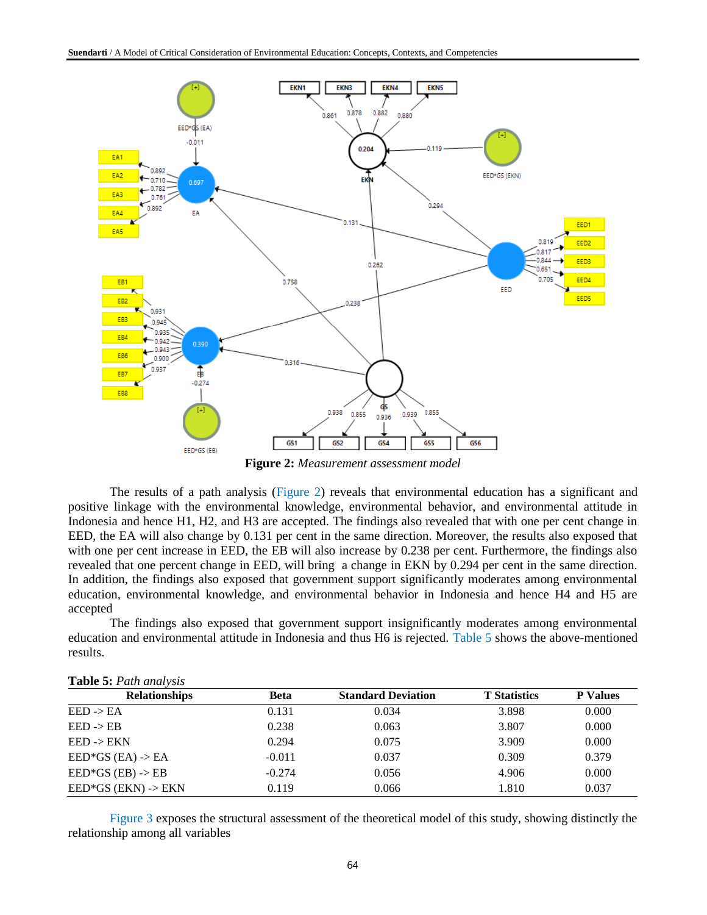**Figure 2:** *Measurement assessment model*

The results of a path analysis (Figure 2) reveals that environmental education has a significant and positive linkage with the environmental knowledge, environmental behavior, and environmental attitude in Indonesia and hence H1, H2, and H3 are accepted. The findings also revealed that with one per cent change in EED, the EA will also change by 0.131 per cent in the same direction. Moreover, the results also exposed that with one per cent increase in EED, the EB will also increase by 0.238 per cent. Furthermore, the findings also revealed that one percent change in EED, will bring a change in EKN by 0.294 per cent in the same direction. In addition, the findings also exposed that government support significantly moderates among environmental education, environmental knowledge, and environmental behavior in Indonesia and hence H4 and H5 are accepted

The findings also exposed that government support insignificantly moderates among environmental education and environmental attitude in Indonesia and thus H6 is rejected. Table 5 shows the above-mentioned results.

**Table 5:** *Path analysis*

| Relationships | Beta | Standard Deviation | T Statistics | P Values |
|---|---|---|---|---|
| EED -> EA | 0.131 | 0.034 | 3.898 | 0.000 |
| EED -> EB | 0.238 | 0.063 | 3.807 | 0.000 |
| EED -> EKN | 0.294 | 0.075 | 3.909 | 0.000 |
| EED*GS (EA) -> EA | -0.011 | 0.037 | 0.309 | 0.379 |
| EED*GS (EB) -> EB | -0.274 | 0.056 | 4.906 | 0.000 |
| EED*GS (EKN) -> EKN | 0.119 | 0.066 | 1.810 | 0.037 |

Figure 3 exposes the structural assessment of the theoretical model of this study, showing distinctly the relationship among all variables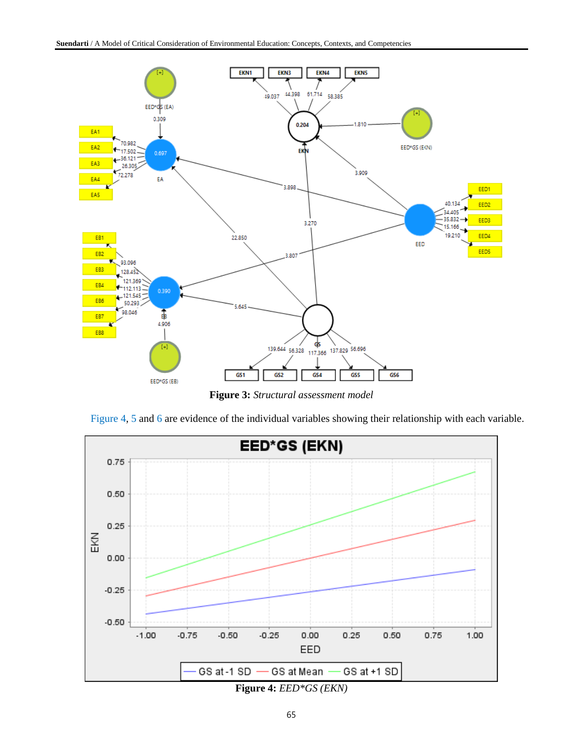**Figure 3:** *Structural assessment model*

Figure 4, 5 and 6 are evidence of the individual variables showing their relationship with each variable.

**Figure 4:** *EED*GS (EKN)*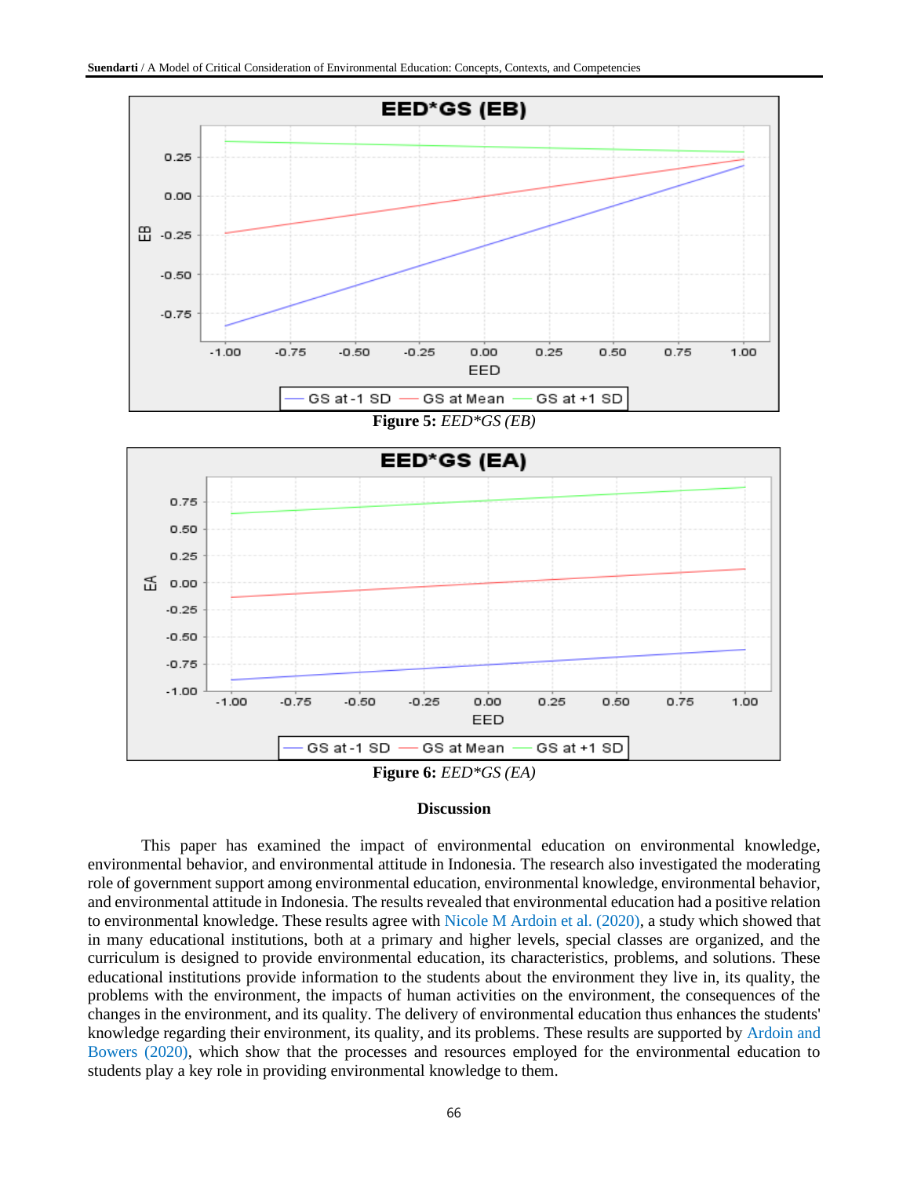**Figure 5:** *EED*GS (EB)*

**Figure 6:** *EED*GS (EA)*

## Discussion

This paper has examined the impact of environmental education on environmental knowledge, environmental behavior, and environmental attitude in Indonesia. The research also investigated the moderating role of government support among environmental education, environmental knowledge, environmental behavior, and environmental attitude in Indonesia. The results revealed that environmental education had a positive relation to environmental knowledge. These results agree with Nicole M Ardoin et al. (2020), a study which showed that in many educational institutions, both at a primary and higher levels, special classes are organized, and the curriculum is designed to provide environmental education, its characteristics, problems, and solutions. These educational institutions provide information to the students about the environment they live in, its quality, the problems with the environment, the impacts of human activities on the environment, the consequences of the changes in the environment, and its quality. The delivery of environmental education thus enhances the students' knowledge regarding their environment, its quality, and its problems. These results are supported by Ardoin and Bowers (2020), which show that the processes and resources employed for the environmental education to students play a key role in providing environmental knowledge to them.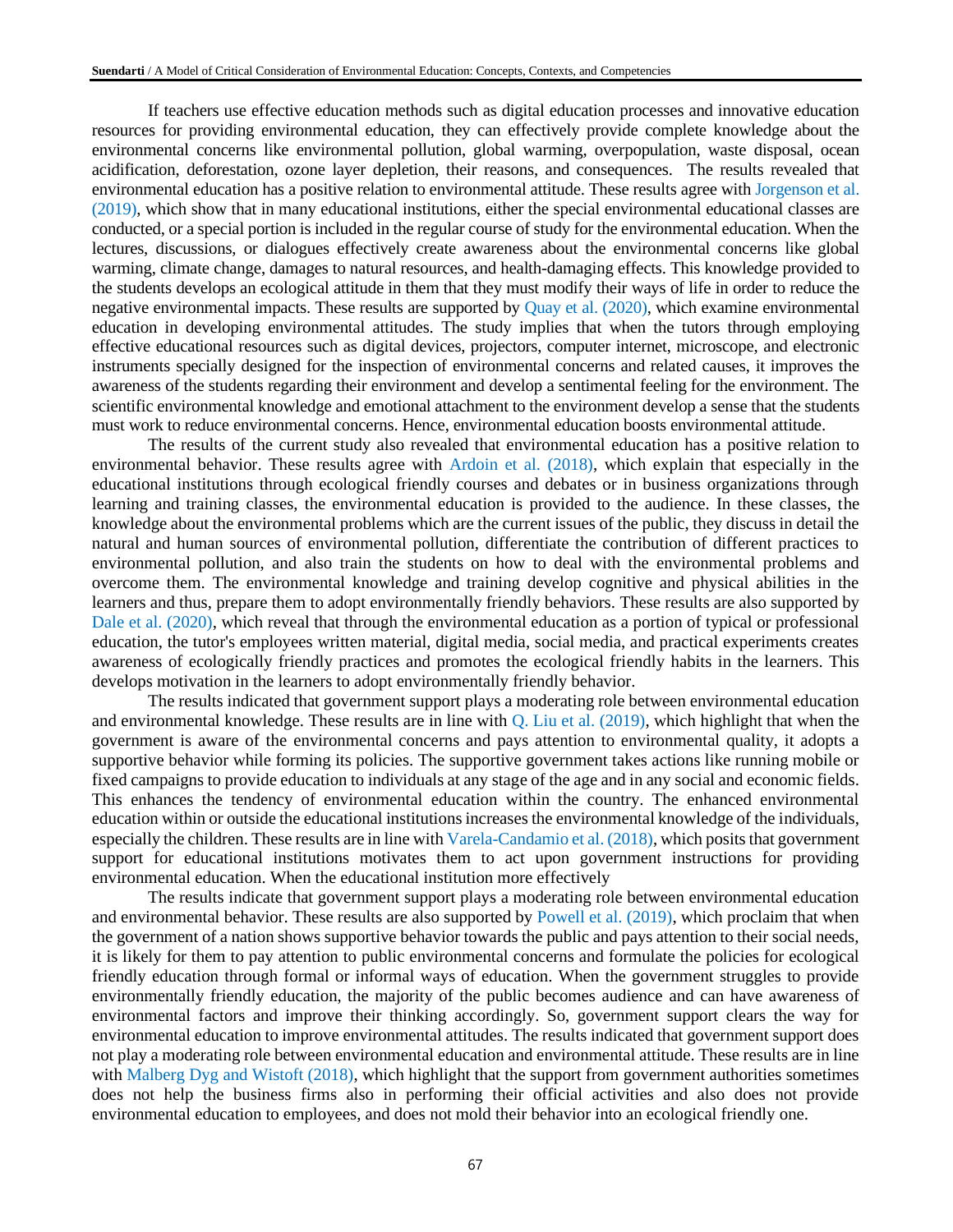If teachers use effective education methods such as digital education processes and innovative education resources for providing environmental education, they can effectively provide complete knowledge about the environmental concerns like environmental pollution, global warming, overpopulation, waste disposal, ocean acidification, deforestation, ozone layer depletion, their reasons, and consequences. The results revealed that environmental education has a positive relation to environmental attitude. These results agree with Jorgenson et al. (2019), which show that in many educational institutions, either the special environmental educational classes are conducted, or a special portion is included in the regular course of study for the environmental education. When the lectures, discussions, or dialogues effectively create awareness about the environmental concerns like global warming, climate change, damages to natural resources, and health-damaging effects. This knowledge provided to the students develops an ecological attitude in them that they must modify their ways of life in order to reduce the negative environmental impacts. These results are supported by Quay et al. (2020), which examine environmental education in developing environmental attitudes. The study implies that when the tutors through employing effective educational resources such as digital devices, projectors, computer internet, microscope, and electronic instruments specially designed for the inspection of environmental concerns and related causes, it improves the awareness of the students regarding their environment and develop a sentimental feeling for the environment. The scientific environmental knowledge and emotional attachment to the environment develop a sense that the students must work to reduce environmental concerns. Hence, environmental education boosts environmental attitude.

The results of the current study also revealed that environmental education has a positive relation to environmental behavior. These results agree with Ardoin et al. (2018), which explain that especially in the educational institutions through ecological friendly courses and debates or in business organizations through learning and training classes, the environmental education is provided to the audience. In these classes, the knowledge about the environmental problems which are the current issues of the public, they discuss in detail the natural and human sources of environmental pollution, differentiate the contribution of different practices to environmental pollution, and also train the students on how to deal with the environmental problems and overcome them. The environmental knowledge and training develop cognitive and physical abilities in the learners and thus, prepare them to adopt environmentally friendly behaviors. These results are also supported by Dale et al. (2020), which reveal that through the environmental education as a portion of typical or professional education, the tutor's employees written material, digital media, social media, and practical experiments creates awareness of ecologically friendly practices and promotes the ecological friendly habits in the learners. This develops motivation in the learners to adopt environmentally friendly behavior.

The results indicated that government support plays a moderating role between environmental education and environmental knowledge. These results are in line with Q. Liu et al. (2019), which highlight that when the government is aware of the environmental concerns and pays attention to environmental quality, it adopts a supportive behavior while forming its policies. The supportive government takes actions like running mobile or fixed campaigns to provide education to individuals at any stage of the age and in any social and economic fields. This enhances the tendency of environmental education within the country. The enhanced environmental education within or outside the educational institutions increases the environmental knowledge of the individuals, especially the children. These results are in line with Varela-Candamio et al. (2018), which posits that government support for educational institutions motivates them to act upon government instructions for providing environmental education. When the educational institution more effectively

The results indicate that government support plays a moderating role between environmental education and environmental behavior. These results are also supported by Powell et al. (2019), which proclaim that when the government of a nation shows supportive behavior towards the public and pays attention to their social needs, it is likely for them to pay attention to public environmental concerns and formulate the policies for ecological friendly education through formal or informal ways of education. When the government struggles to provide environmentally friendly education, the majority of the public becomes audience and can have awareness of environmental factors and improve their thinking accordingly. So, government support clears the way for environmental education to improve environmental attitudes. The results indicated that government support does not play a moderating role between environmental education and environmental attitude. These results are in line with Malberg Dyg and Wistoft (2018), which highlight that the support from government authorities sometimes does not help the business firms also in performing their official activities and also does not provide environmental education to employees, and does not mold their behavior into an ecological friendly one.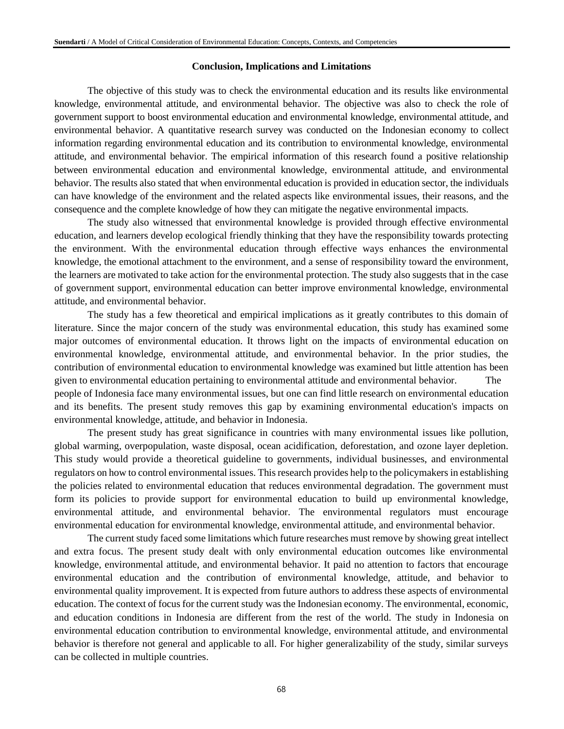## Conclusion, Implications and Limitations

The objective of this study was to check the environmental education and its results like environmental knowledge, environmental attitude, and environmental behavior. The objective was also to check the role of government support to boost environmental education and environmental knowledge, environmental attitude, and environmental behavior. A quantitative research survey was conducted on the Indonesian economy to collect information regarding environmental education and its contribution to environmental knowledge, environmental attitude, and environmental behavior. The empirical information of this research found a positive relationship between environmental education and environmental knowledge, environmental attitude, and environmental behavior. The results also stated that when environmental education is provided in education sector, the individuals can have knowledge of the environment and the related aspects like environmental issues, their reasons, and the consequence and the complete knowledge of how they can mitigate the negative environmental impacts.

The study also witnessed that environmental knowledge is provided through effective environmental education, and learners develop ecological friendly thinking that they have the responsibility towards protecting the environment. With the environmental education through effective ways enhances the environmental knowledge, the emotional attachment to the environment, and a sense of responsibility toward the environment, the learners are motivated to take action for the environmental protection. The study also suggests that in the case of government support, environmental education can better improve environmental knowledge, environmental attitude, and environmental behavior.

The study has a few theoretical and empirical implications as it greatly contributes to this domain of literature. Since the major concern of the study was environmental education, this study has examined some major outcomes of environmental education. It throws light on the impacts of environmental education on environmental knowledge, environmental attitude, and environmental behavior. In the prior studies, the contribution of environmental education to environmental knowledge was examined but little attention has been given to environmental education pertaining to environmental attitude and environmental behavior. The people of Indonesia face many environmental issues, but one can find little research on environmental education and its benefits. The present study removes this gap by examining environmental education's impacts on environmental knowledge, attitude, and behavior in Indonesia.

The present study has great significance in countries with many environmental issues like pollution, global warming, overpopulation, waste disposal, ocean acidification, deforestation, and ozone layer depletion. This study would provide a theoretical guideline to governments, individual businesses, and environmental regulators on how to control environmental issues. This research provides help to the policymakers in establishing the policies related to environmental education that reduces environmental degradation. The government must form its policies to provide support for environmental education to build up environmental knowledge, environmental attitude, and environmental behavior. The environmental regulators must encourage environmental education for environmental knowledge, environmental attitude, and environmental behavior.

The current study faced some limitations which future researches must remove by showing great intellect and extra focus. The present study dealt with only environmental education outcomes like environmental knowledge, environmental attitude, and environmental behavior. It paid no attention to factors that encourage environmental education and the contribution of environmental knowledge, attitude, and behavior to environmental quality improvement. It is expected from future authors to address these aspects of environmental education. The context of focus for the current study was the Indonesian economy. The environmental, economic, and education conditions in Indonesia are different from the rest of the world. The study in Indonesia on environmental education contribution to environmental knowledge, environmental attitude, and environmental behavior is therefore not general and applicable to all. For higher generalizability of the study, similar surveys can be collected in multiple countries.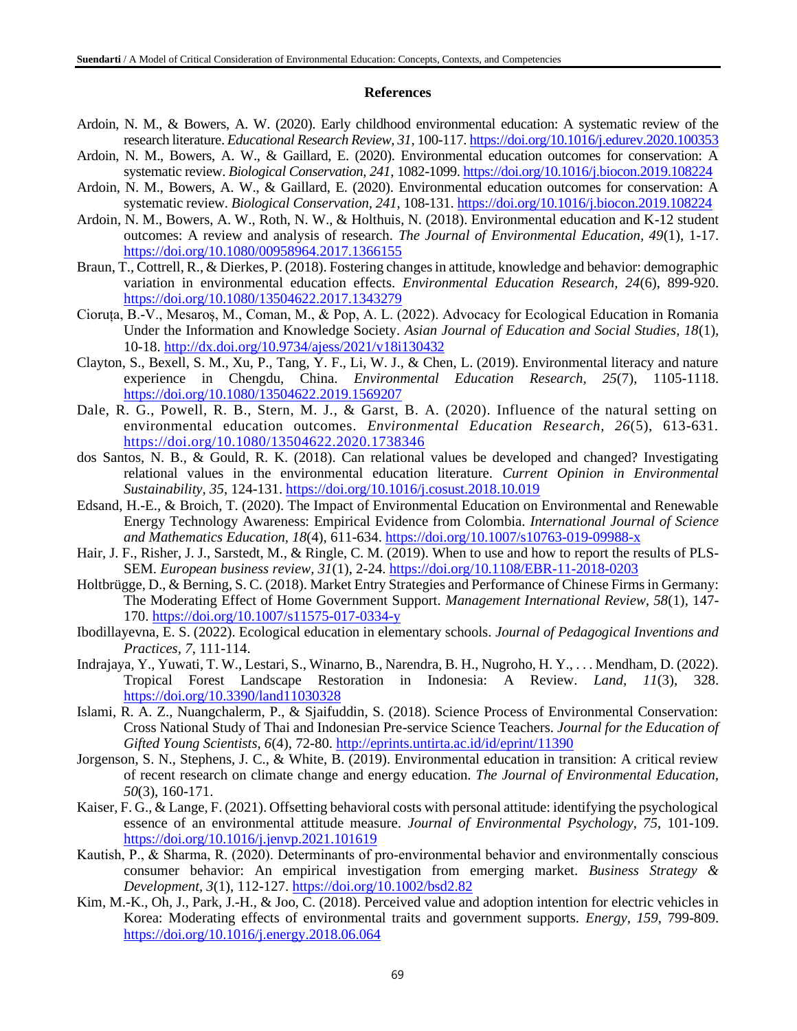**References**

Ardoin, N. M., & Bowers, A. W. (2020). Early childhood environmental education: A systematic review of the research literature. *Educational Research Review, 31*, 100-117. https://doi.org/10.1016/j.edurev.2020.100353

Ardoin, N. M., Bowers, A. W., & Gaillard, E. (2020). Environmental education outcomes for conservation: A systematic review. *Biological Conservation, 241*, 1082-1099. https://doi.org/10.1016/j.biocon.2019.108224

Ardoin, N. M., Bowers, A. W., & Gaillard, E. (2020). Environmental education outcomes for conservation: A systematic review. *Biological Conservation, 241*, 108-131. https://doi.org/10.1016/j.biocon.2019.108224

Ardoin, N. M., Bowers, A. W., Roth, N. W., & Holthuis, N. (2018). Environmental education and K-12 student outcomes: A review and analysis of research. *The Journal of Environmental Education, 49*(1), 1-17. https://doi.org/10.1080/00958964.2017.1366155

Braun, T., Cottrell, R., & Dierkes, P. (2018). Fostering changes in attitude, knowledge and behavior: demographic variation in environmental education effects. *Environmental Education Research, 24*(6), 899-920. https://doi.org/10.1080/13504622.2017.1343279

Cioruța, B.-V., Mesaroș, M., Coman, M., & Pop, A. L. (2022). Advocacy for Ecological Education in Romania Under the Information and Knowledge Society. *Asian Journal of Education and Social Studies, 18*(1), 10-18. http://dx.doi.org/10.9734/ajess/2021/v18i130432

Clayton, S., Bexell, S. M., Xu, P., Tang, Y. F., Li, W. J., & Chen, L. (2019). Environmental literacy and nature experience in Chengdu, China. *Environmental Education Research, 25*(7), 1105-1118. https://doi.org/10.1080/13504622.2019.1569207

Dale, R. G., Powell, R. B., Stern, M. J., & Garst, B. A. (2020). Influence of the natural setting on environmental education outcomes. *Environmental Education Research, 26*(5), 613-631. https://doi.org/10.1080/13504622.2020.1738346

dos Santos, N. B., & Gould, R. K. (2018). Can relational values be developed and changed? Investigating relational values in the environmental education literature. *Current Opinion in Environmental Sustainability, 35*, 124-131. https://doi.org/10.1016/j.cosust.2018.10.019

Edsand, H.-E., & Broich, T. (2020). The Impact of Environmental Education on Environmental and Renewable Energy Technology Awareness: Empirical Evidence from Colombia. *International Journal of Science and Mathematics Education, 18*(4), 611-634. https://doi.org/10.1007/s10763-019-09988-x

Hair, J. F., Risher, J. J., Sarstedt, M., & Ringle, C. M. (2019). When to use and how to report the results of PLS-SEM. *European business review, 31*(1), 2-24. https://doi.org/10.1108/EBR-11-2018-0203

Holtbrügge, D., & Berning, S. C. (2018). Market Entry Strategies and Performance of Chinese Firms in Germany: The Moderating Effect of Home Government Support. *Management International Review, 58*(1), 147-170. https://doi.org/10.1007/s11575-017-0334-y

Ibodillayevna, E. S. (2022). Ecological education in elementary schools. *Journal of Pedagogical Inventions and Practices, 7*, 111-114.

Indrajaya, Y., Yuwati, T. W., Lestari, S., Winarno, B., Narendra, B. H., Nugroho, H. Y., . . . Mendham, D. (2022). Tropical Forest Landscape Restoration in Indonesia: A Review. *Land, 11*(3), 328. https://doi.org/10.3390/land11030328

Islami, R. A. Z., Nuangchalerm, P., & Sjaifuddin, S. (2018). Science Process of Environmental Conservation: Cross National Study of Thai and Indonesian Pre-service Science Teachers. *Journal for the Education of Gifted Young Scientists, 6*(4), 72-80. http://eprints.untirta.ac.id/id/eprint/11390

Jorgenson, S. N., Stephens, J. C., & White, B. (2019). Environmental education in transition: A critical review of recent research on climate change and energy education. *The Journal of Environmental Education, 50*(3), 160-171.

Kaiser, F. G., & Lange, F. (2021). Offsetting behavioral costs with personal attitude: identifying the psychological essence of an environmental attitude measure. *Journal of Environmental Psychology, 75*, 101-109. https://doi.org/10.1016/j.jenvp.2021.101619

Kautish, P., & Sharma, R. (2020). Determinants of pro-environmental behavior and environmentally conscious consumer behavior: An empirical investigation from emerging market. *Business Strategy & Development, 3*(1), 112-127. https://doi.org/10.1002/bsd2.82

Kim, M.-K., Oh, J., Park, J.-H., & Joo, C. (2018). Perceived value and adoption intention for electric vehicles in Korea: Moderating effects of environmental traits and government supports. *Energy, 159*, 799-809. https://doi.org/10.1016/j.energy.2018.06.064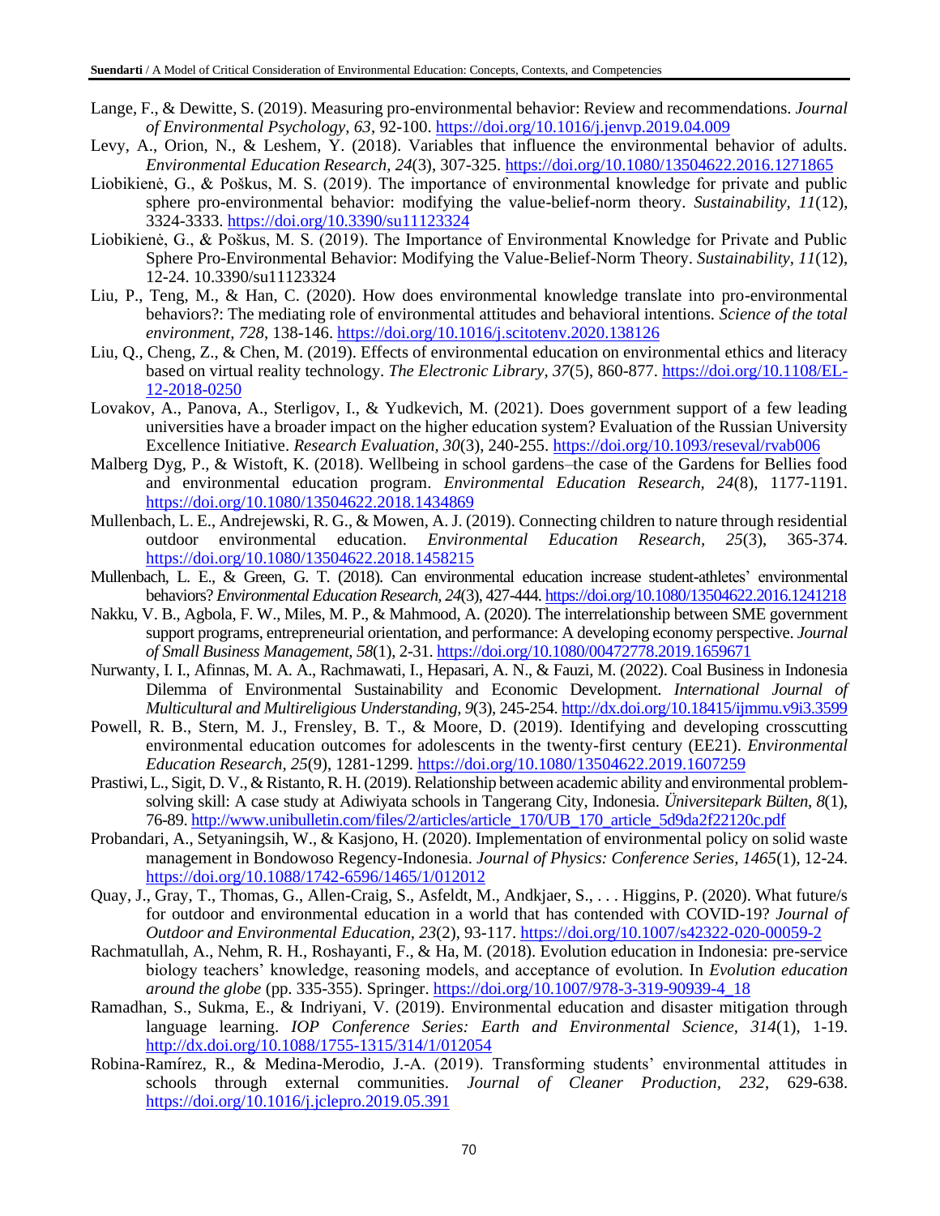Lange, F., & Dewitte, S. (2019). Measuring pro-environmental behavior: Review and recommendations. *Journal of Environmental Psychology, 63*, 92-100. https://doi.org/10.1016/j.jenvp.2019.04.009

Levy, A., Orion, N., & Leshem, Y. (2018). Variables that influence the environmental behavior of adults. *Environmental Education Research, 24*(3), 307-325. https://doi.org/10.1080/13504622.2016.1271865

Liobikienė, G., & Poškus, M. S. (2019). The importance of environmental knowledge for private and public sphere pro-environmental behavior: modifying the value-belief-norm theory. *Sustainability, 11*(12), 3324-3333. https://doi.org/10.3390/su11123324

Liobikienė, G., & Poškus, M. S. (2019). The Importance of Environmental Knowledge for Private and Public Sphere Pro-Environmental Behavior: Modifying the Value-Belief-Norm Theory. *Sustainability, 11*(12), 12-24. 10.3390/su11123324

Liu, P., Teng, M., & Han, C. (2020). How does environmental knowledge translate into pro-environmental behaviors?: The mediating role of environmental attitudes and behavioral intentions. *Science of the total environment, 728*, 138-146. https://doi.org/10.1016/j.scitotenv.2020.138126

Liu, Q., Cheng, Z., & Chen, M. (2019). Effects of environmental education on environmental ethics and literacy based on virtual reality technology. *The Electronic Library, 37*(5), 860-877. https://doi.org/10.1108/EL-12-2018-0250

Lovakov, A., Panova, A., Sterligov, I., & Yudkevich, M. (2021). Does government support of a few leading universities have a broader impact on the higher education system? Evaluation of the Russian University Excellence Initiative. *Research Evaluation, 30*(3), 240-255. https://doi.org/10.1093/reseval/rvab006

Malberg Dyg, P., & Wistoft, K. (2018). Wellbeing in school gardens–the case of the Gardens for Bellies food and environmental education program. *Environmental Education Research, 24*(8), 1177-1191. https://doi.org/10.1080/13504622.2018.1434869

Mullenbach, L. E., Andrejewski, R. G., & Mowen, A. J. (2019). Connecting children to nature through residential outdoor environmental education. *Environmental Education Research, 25*(3), 365-374. https://doi.org/10.1080/13504622.2018.1458215

Mullenbach, L. E., & Green, G. T. (2018). Can environmental education increase student-athletes' environmental behaviors? *Environmental Education Research, 24*(3), 427-444. https://doi.org/10.1080/13504622.2016.1241218

Nakku, V. B., Agbola, F. W., Miles, M. P., & Mahmood, A. (2020). The interrelationship between SME government support programs, entrepreneurial orientation, and performance: A developing economy perspective. *Journal of Small Business Management, 58*(1), 2-31. https://doi.org/10.1080/00472778.2019.1659671

Nurwanty, I. I., Afinnas, M. A. A., Rachmawati, I., Hepasari, A. N., & Fauzi, M. (2022). Coal Business in Indonesia Dilemma of Environmental Sustainability and Economic Development. *International Journal of Multicultural and Multireligious Understanding, 9*(3), 245-254. http://dx.doi.org/10.18415/ijmmu.v9i3.3599

Powell, R. B., Stern, M. J., Frensley, B. T., & Moore, D. (2019). Identifying and developing crosscutting environmental education outcomes for adolescents in the twenty-first century (EE21). *Environmental Education Research, 25*(9), 1281-1299. https://doi.org/10.1080/13504622.2019.1607259

Prastiwi, L., Sigit, D. V., & Ristanto, R. H. (2019). Relationship between academic ability and environmental problem-solving skill: A case study at Adiwiyata schools in Tangerang City, Indonesia. *Üniversitepark Bülten, 8*(1), 76-89. http://www.unibulletin.com/files/2/articles/article_170/UB_170_article_5d9da2f22120c.pdf

Probandari, A., Setyaningsih, W., & Kasjono, H. (2020). Implementation of environmental policy on solid waste management in Bondowoso Regency-Indonesia. *Journal of Physics: Conference Series, 1465*(1), 12-24. https://doi.org/10.1088/1742-6596/1465/1/012012

Quay, J., Gray, T., Thomas, G., Allen-Craig, S., Asfeldt, M., Andkjaer, S., . . . Higgins, P. (2020). What future/s for outdoor and environmental education in a world that has contended with COVID-19? *Journal of Outdoor and Environmental Education, 23*(2), 93-117. https://doi.org/10.1007/s42322-020-00059-2

Rachmatullah, A., Nehm, R. H., Roshayanti, F., & Ha, M. (2018). Evolution education in Indonesia: pre-service biology teachers' knowledge, reasoning models, and acceptance of evolution. In *Evolution education around the globe* (pp. 335-355). Springer. https://doi.org/10.1007/978-3-319-90939-4_18

Ramadhan, S., Sukma, E., & Indriyani, V. (2019). Environmental education and disaster mitigation through language learning. *IOP Conference Series: Earth and Environmental Science, 314*(1), 1-19. http://dx.doi.org/10.1088/1755-1315/314/1/012054

Robina-Ramírez, R., & Medina-Merodio, J.-A. (2019). Transforming students' environmental attitudes in schools through external communities. *Journal of Cleaner Production, 232*, 629-638. https://doi.org/10.1016/j.jclepro.2019.05.391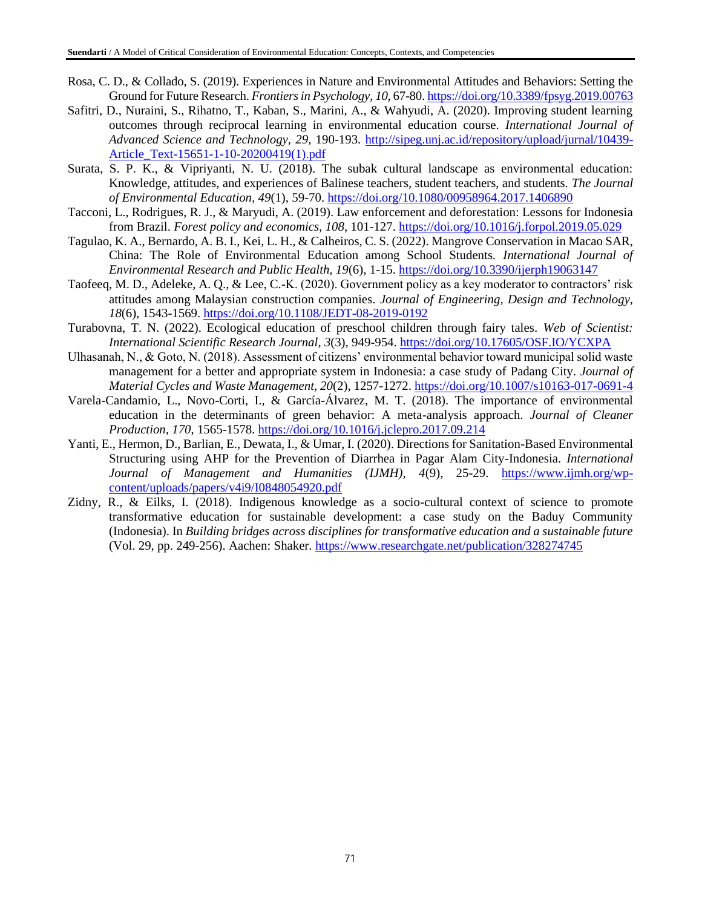Rosa, C. D., & Collado, S. (2019). Experiences in Nature and Environmental Attitudes and Behaviors: Setting the Ground for Future Research. *Frontiers in Psychology, 10*, 67-80. https://doi.org/10.3389/fpsyg.2019.00763

Safitri, D., Nuraini, S., Rihatno, T., Kaban, S., Marini, A., & Wahyudi, A. (2020). Improving student learning outcomes through reciprocal learning in environmental education course. *International Journal of Advanced Science and Technology, 29*, 190-193. http://sipeg.unj.ac.id/repository/upload/jurnal/10439-Article_Text-15651-1-10-20200419(1).pdf

Surata, S. P. K., & Vipriyanti, N. U. (2018). The subak cultural landscape as environmental education: Knowledge, attitudes, and experiences of Balinese teachers, student teachers, and students. *The Journal of Environmental Education, 49*(1), 59-70. https://doi.org/10.1080/00958964.2017.1406890

Tacconi, L., Rodrigues, R. J., & Maryudi, A. (2019). Law enforcement and deforestation: Lessons for Indonesia from Brazil. *Forest policy and economics, 108*, 101-127. https://doi.org/10.1016/j.forpol.2019.05.029

Tagulao, K. A., Bernardo, A. B. I., Kei, L. H., & Calheiros, C. S. (2022). Mangrove Conservation in Macao SAR, China: The Role of Environmental Education among School Students. *International Journal of Environmental Research and Public Health, 19*(6), 1-15. https://doi.org/10.3390/ijerph19063147

Taofeeq, M. D., Adeleke, A. Q., & Lee, C.-K. (2020). Government policy as a key moderator to contractors' risk attitudes among Malaysian construction companies. *Journal of Engineering, Design and Technology, 18*(6), 1543-1569. https://doi.org/10.1108/JEDT-08-2019-0192

Turabovna, T. N. (2022). Ecological education of preschool children through fairy tales. *Web of Scientist: International Scientific Research Journal, 3*(3), 949-954. https://doi.org/10.17605/OSF.IO/YCXPA

Ulhasanah, N., & Goto, N. (2018). Assessment of citizens' environmental behavior toward municipal solid waste management for a better and appropriate system in Indonesia: a case study of Padang City. *Journal of Material Cycles and Waste Management, 20*(2), 1257-1272. https://doi.org/10.1007/s10163-017-0691-4

Varela-Candamio, L., Novo-Corti, I., & García-Álvarez, M. T. (2018). The importance of environmental education in the determinants of green behavior: A meta-analysis approach. *Journal of Cleaner Production, 170*, 1565-1578. https://doi.org/10.1016/j.jclepro.2017.09.214

Yanti, E., Hermon, D., Barlian, E., Dewata, I., & Umar, I. (2020). Directions for Sanitation-Based Environmental Structuring using AHP for the Prevention of Diarrhea in Pagar Alam City-Indonesia. *International Journal of Management and Humanities (IJMH), 4*(9), 25-29. https://www.ijmh.org/wp-content/uploads/papers/v4i9/I0848054920.pdf

Zidny, R., & Eilks, I. (2018). Indigenous knowledge as a socio-cultural context of science to promote transformative education for sustainable development: a case study on the Baduy Community (Indonesia). In *Building bridges across disciplines for transformative education and a sustainable future* (Vol. 29, pp. 249-256). Aachen: Shaker. https://www.researchgate.net/publication/328274745